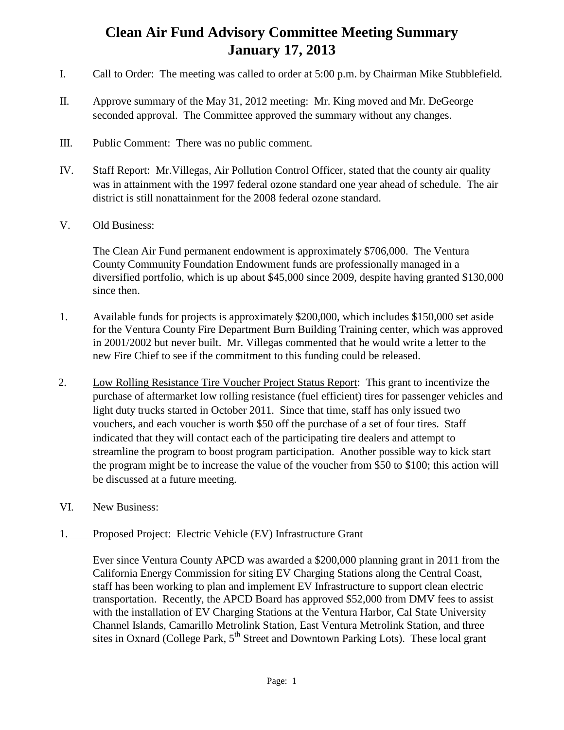# Clean Air Fund Advisory Committee Meeting Summary
# January 17, 2013

I. Call to Order: The meeting was called to order at 5:00 p.m. by Chairman Mike Stubblefield.

II. Approve summary of the May 31, 2012 meeting: Mr. King moved and Mr. DeGeorge seconded approval. The Committee approved the summary without any changes.

III. Public Comment: There was no public comment.

IV. Staff Report: Mr.Villegas, Air Pollution Control Officer, stated that the county air quality was in attainment with the 1997 federal ozone standard one year ahead of schedule. The air district is still nonattainment for the 2008 federal ozone standard.

V. Old Business:

The Clean Air Fund permanent endowment is approximately $706,000. The Ventura County Community Foundation Endowment funds are professionally managed in a diversified portfolio, which is up about $45,000 since 2009, despite having granted $130,000 since then.

1. Available funds for projects is approximately $200,000, which includes $150,000 set aside for the Ventura County Fire Department Burn Building Training center, which was approved in 2001/2002 but never built. Mr. Villegas commented that he would write a letter to the new Fire Chief to see if the commitment to this funding could be released.

2. <u>Low Rolling Resistance Tire Voucher Project Status Report</u>: This grant to incentivize the purchase of aftermarket low rolling resistance (fuel efficient) tires for passenger vehicles and light duty trucks started in October 2011. Since that time, staff has only issued two vouchers, and each voucher is worth $50 off the purchase of a set of four tires. Staff indicated that they will contact each of the participating tire dealers and attempt to streamline the program to boost program participation. Another possible way to kick start the program might be to increase the value of the voucher from $50 to $100; this action will be discussed at a future meeting.

VI. New Business:

1. <u>Proposed Project: Electric Vehicle (EV) Infrastructure Grant</u>

Ever since Ventura County APCD was awarded a $200,000 planning grant in 2011 from the California Energy Commission for siting EV Charging Stations along the Central Coast, staff has been working to plan and implement EV Infrastructure to support clean electric transportation. Recently, the APCD Board has approved $52,000 from DMV fees to assist with the installation of EV Charging Stations at the Ventura Harbor, Cal State University Channel Islands, Camarillo Metrolink Station, East Ventura Metrolink Station, and three sites in Oxnard (College Park, 5th Street and Downtown Parking Lots). These local grant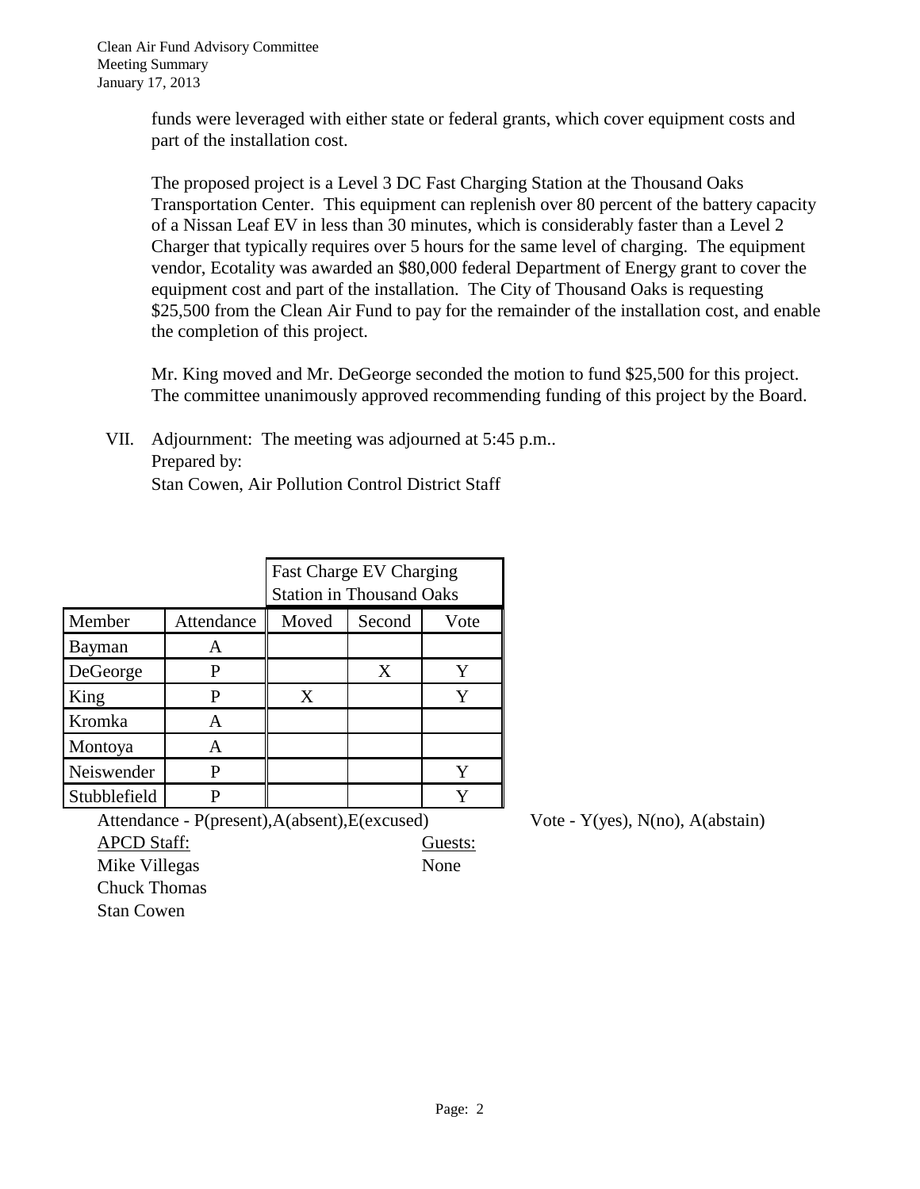funds were leveraged with either state or federal grants, which cover equipment costs and part of the installation cost.

The proposed project is a Level 3 DC Fast Charging Station at the Thousand Oaks Transportation Center. This equipment can replenish over 80 percent of the battery capacity of a Nissan Leaf EV in less than 30 minutes, which is considerably faster than a Level 2 Charger that typically requires over 5 hours for the same level of charging. The equipment vendor, Ecotality was awarded an $80,000 federal Department of Energy grant to cover the equipment cost and part of the installation. The City of Thousand Oaks is requesting $25,500 from the Clean Air Fund to pay for the remainder of the installation cost, and enable the completion of this project.

Mr. King moved and Mr. DeGeorge seconded the motion to fund $25,500 for this project. The committee unanimously approved recommending funding of this project by the Board.

VII. Adjournment: The meeting was adjourned at 5:45 p.m..
Prepared by:
Stan Cowen, Air Pollution Control District Staff

| | | Fast Charge EV Charging Station in Thousand Oaks | | |
|---|---|---|---|---|
| Member | Attendance | Moved | Second | Vote |
| Bayman | A | | | |
| DeGeorge | P | | X | Y |
| King | P | X | | Y |
| Kromka | A | | | |
| Montoya | A | | | |
| Neiswender | P | | | Y |
| Stubblefield | P | | | Y |

Attendance - P(present),A(absent),E(excused)     Vote - Y(yes), N(no), A(abstain)

APCD Staff:
Mike Villegas
Chuck Thomas
Stan Cowen

Guests:
None